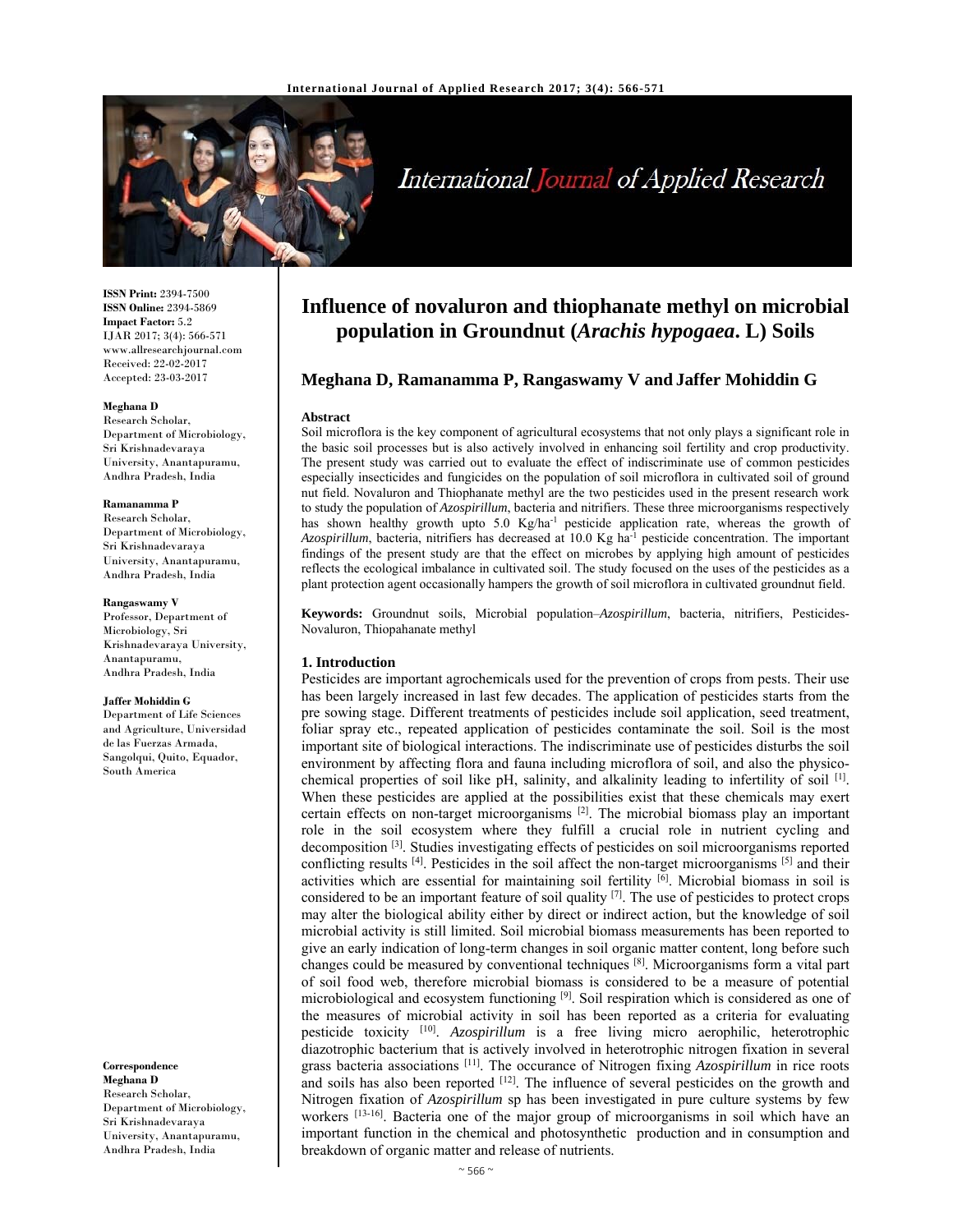**ISSN Print:** 2394-7500
**ISSN Online:** 2394-5869
**Impact Factor:** 5.2
IJAR 2017; 3(4): 566-571
www.allresearchjournal.com
Received: 22-02-2017
Accepted: 23-03-2017

**Meghana D**
Research Scholar, Department of Microbiology, Sri Krishnadevaraya University, Anantapuramu, Andhra Pradesh, India

**Ramanamma P**
Research Scholar, Department of Microbiology, Sri Krishnadevaraya University, Anantapuramu, Andhra Pradesh, India

**Rangaswamy V**
Professor, Department of Microbiology, Sri Krishnadevaraya University, Anantapuramu, Andhra Pradesh, India

**Jaffer Mohiddin G**
Department of Life Sciences and Agriculture, Universidad de las Fuerzas Armada, Sangolqui, Quito, Equador, South America

**Correspondence**
**Meghana D**
Research Scholar, Department of Microbiology, Sri Krishnadevaraya University, Anantapuramu, Andhra Pradesh, India

# Influence of novaluron and thiophanate methyl on microbial population in Groundnut (*Arachis hypogaea*. L) Soils

## Meghana D, Ramanamma P, Rangaswamy V and Jaffer Mohiddin G

### Abstract

Soil microflora is the key component of agricultural ecosystems that not only plays a significant role in the basic soil processes but is also actively involved in enhancing soil fertility and crop productivity. The present study was carried out to evaluate the effect of indiscriminate use of common pesticides especially insecticides and fungicides on the population of soil microflora in cultivated soil of ground nut field. Novaluron and Thiophanate methyl are the two pesticides used in the present research work to study the population of *Azospirillum*, bacteria and nitrifiers. These three microorganisms respectively has shown healthy growth upto 5.0 Kg/ha$^{-1}$ pesticide application rate, whereas the growth of *Azospirillum*, bacteria, nitrifiers has decreased at 10.0 Kg ha$^{-1}$ pesticide concentration. The important findings of the present study are that the effect on microbes by applying high amount of pesticides reflects the ecological imbalance in cultivated soil. The study focused on the uses of the pesticides as a plant protection agent occasionally hampers the growth of soil microflora in cultivated groundnut field.

**Keywords:** Groundnut soils, Microbial population–*Azospirillum*, bacteria, nitrifiers, Pesticides-Novaluron, Thiopahanate methyl

### 1. Introduction

Pesticides are important agrochemicals used for the prevention of crops from pests. Their use has been largely increased in last few decades. The application of pesticides starts from the pre sowing stage. Different treatments of pesticides include soil application, seed treatment, foliar spray etc., repeated application of pesticides contaminate the soil. Soil is the most important site of biological interactions. The indiscriminate use of pesticides disturbs the soil environment by affecting flora and fauna including microflora of soil, and also the physico-chemical properties of soil like pH, salinity, and alkalinity leading to infertility of soil [1]. When these pesticides are applied at the possibilities exist that these chemicals may exert certain effects on non-target microorganisms [2]. The microbial biomass play an important role in the soil ecosystem where they fulfill a crucial role in nutrient cycling and decomposition [3]. Studies investigating effects of pesticides on soil microorganisms reported conflicting results [4]. Pesticides in the soil affect the non-target microorganisms [5] and their activities which are essential for maintaining soil fertility [6]. Microbial biomass in soil is considered to be an important feature of soil quality [7]. The use of pesticides to protect crops may alter the biological ability either by direct or indirect action, but the knowledge of soil microbial activity is still limited. Soil microbial biomass measurements has been reported to give an early indication of long-term changes in soil organic matter content, long before such changes could be measured by conventional techniques [8]. Microorganisms form a vital part of soil food web, therefore microbial biomass is considered to be a measure of potential microbiological and ecosystem functioning [9]. Soil respiration which is considered as one of the measures of microbial activity in soil has been reported as a criteria for evaluating pesticide toxicity [10]. *Azospirillum* is a free living micro aerophilic, heterotrophic diazotrophic bacterium that is actively involved in heterotrophic nitrogen fixation in several grass bacteria associations [11]. The occurance of Nitrogen fixing *Azospirillum* in rice roots and soils has also been reported [12]. The influence of several pesticides on the growth and Nitrogen fixation of *Azospirillum* sp has been investigated in pure culture systems by few workers [13-16]. Bacteria one of the major group of microorganisms in soil which have an important function in the chemical and photosynthetic production and in consumption and breakdown of organic matter and release of nutrients.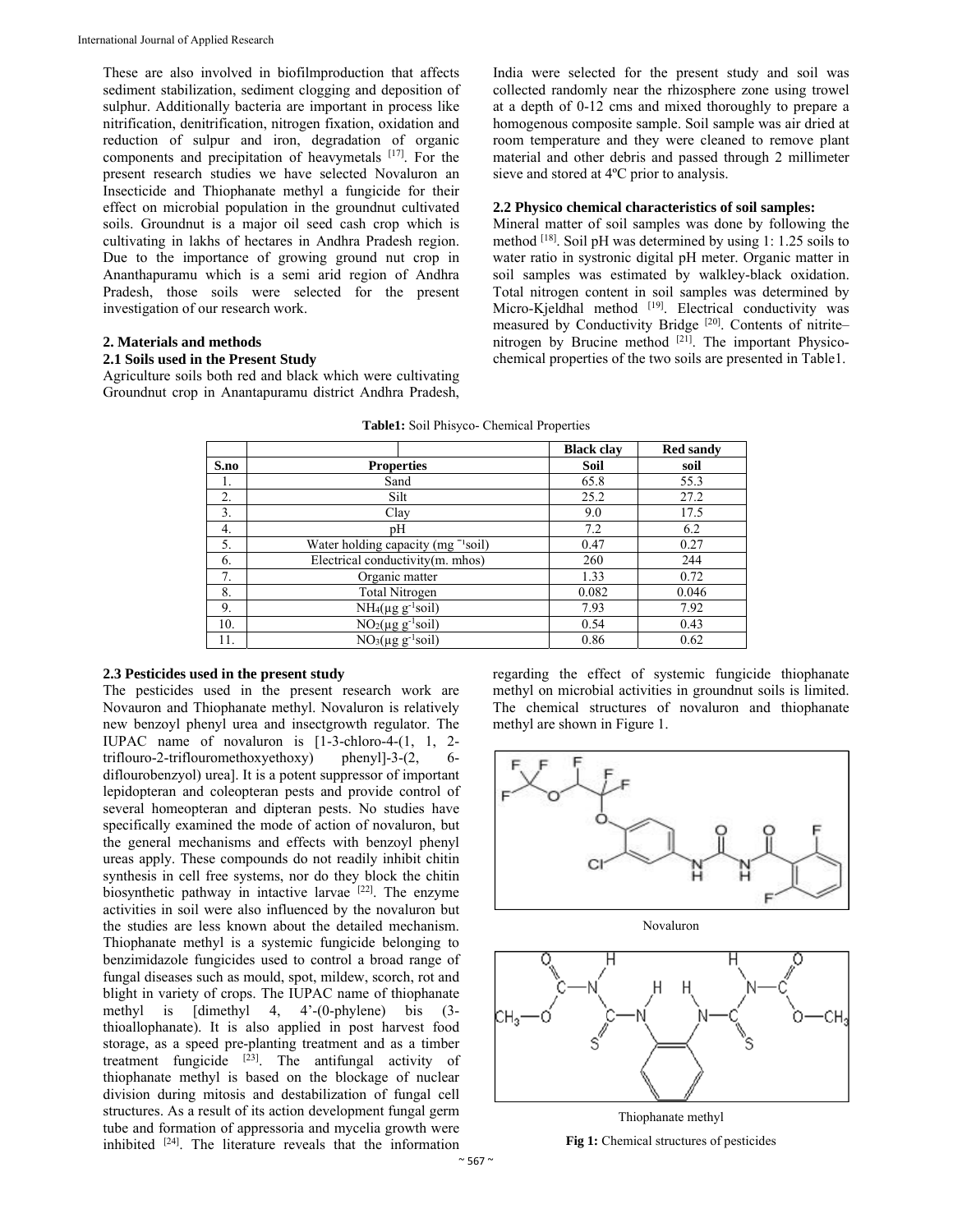These are also involved in biofilmproduction that affects sediment stabilization, sediment clogging and deposition of sulphur. Additionally bacteria are important in process like nitrification, denitrification, nitrogen fixation, oxidation and reduction of sulpur and iron, degradation of organic components and precipitation of heavymetals [17]. For the present research studies we have selected Novaluron an Insecticide and Thiophanate methyl a fungicide for their effect on microbial population in the groundnut cultivated soils. Groundnut is a major oil seed cash crop which is cultivating in lakhs of hectares in Andhra Pradesh region. Due to the importance of growing ground nut crop in Ananthapuramu which is a semi arid region of Andhra Pradesh, those soils were selected for the present investigation of our research work.

## 2. Materials and methods

### 2.1 Soils used in the Present Study

Agriculture soils both red and black which were cultivating Groundnut crop in Anantapuramu district Andhra Pradesh, India were selected for the present study and soil was collected randomly near the rhizosphere zone using trowel at a depth of 0-12 cms and mixed thoroughly to prepare a homogenous composite sample. Soil sample was air dried at room temperature and they were cleaned to remove plant material and other debris and passed through 2 millimeter sieve and stored at 4ºC prior to analysis.

### 2.2 Physico chemical characteristics of soil samples:

Mineral matter of soil samples was done by following the method [18]. Soil pH was determined by using 1: 1.25 soils to water ratio in systronic digital pH meter. Organic matter in soil samples was estimated by walkley-black oxidation. Total nitrogen content in soil samples was determined by Micro-Kjeldhal method [19]. Electrical conductivity was measured by Conductivity Bridge [20]. Contents of nitrite–nitrogen by Brucine method [21]. The important Physico-chemical properties of the two soils are presented in Table1.

**Table1:** Soil Phisyco- Chemical Properties

| S.no | Properties | Black clay Soil | Red sandy soil |
|---|---|---|---|
| 1. | Sand | 65.8 | 55.3 |
| 2. | Silt | 25.2 | 27.2 |
| 3. | Clay | 9.0 | 17.5 |
| 4. | pH | 7.2 | 6.2 |
| 5. | Water holding capacity (mg $^{-1}$soil) | 0.47 | 0.27 |
| 6. | Electrical conductivity(m. mhos) | 260 | 244 |
| 7. | Organic matter | 1.33 | 0.72 |
| 8. | Total Nitrogen | 0.082 | 0.046 |
| 9. | $NH_4$($\mu g\ g^{-1}$soil) | 7.93 | 7.92 |
| 10. | $NO_2$($\mu g\ g^{-1}$soil) | 0.54 | 0.43 |
| 11. | $NO_3$($\mu g\ g^{-1}$soil) | 0.86 | 0.62 |

### 2.3 Pesticides used in the present study

The pesticides used in the present research work are Novauron and Thiophanate methyl. Novaluron is relatively new benzoyl phenyl urea and insectgrowth regulator. The IUPAC name of novaluron is [1-3-chloro-4-(1, 1, 2-triflouro-2-triflouromethoxyethoxy) phenyl]-3-(2, 6-diflourobenzyol) urea]. It is a potent suppressor of important lepidopteran and coleopteran pests and provide control of several homeopteran and dipteran pests. No studies have specifically examined the mode of action of novaluron, but the general mechanisms and effects with benzoyl phenyl ureas apply. These compounds do not readily inhibit chitin synthesis in cell free systems, nor do they block the chitin biosynthetic pathway in intactive larvae [22]. The enzyme activities in soil were also influenced by the novaluron but the studies are less known about the detailed mechanism. Thiophanate methyl is a systemic fungicide belonging to benzimidazole fungicides used to control a broad range of fungal diseases such as mould, spot, mildew, scorch, rot and blight in variety of crops. The IUPAC name of thiophanate methyl is [dimethyl 4, 4'-(0-phylene) bis (3-thioallophanate). It is also applied in post harvest food storage, as a speed pre-planting treatment and as a timber treatment fungicide [23]. The antifungal activity of thiophanate methyl is based on the blockage of nuclear division during mitosis and destabilization of fungal cell structures. As a result of its action development fungal germ tube and formation of appressoria and mycelia growth were inhibited [24]. The literature reveals that the information regarding the effect of systemic fungicide thiophanate methyl on microbial activities in groundnut soils is limited. The chemical structures of novaluron and thiophanate methyl are shown in Figure 1.

Novaluron

Thiophanate methyl

**Fig 1:** Chemical structures of pesticides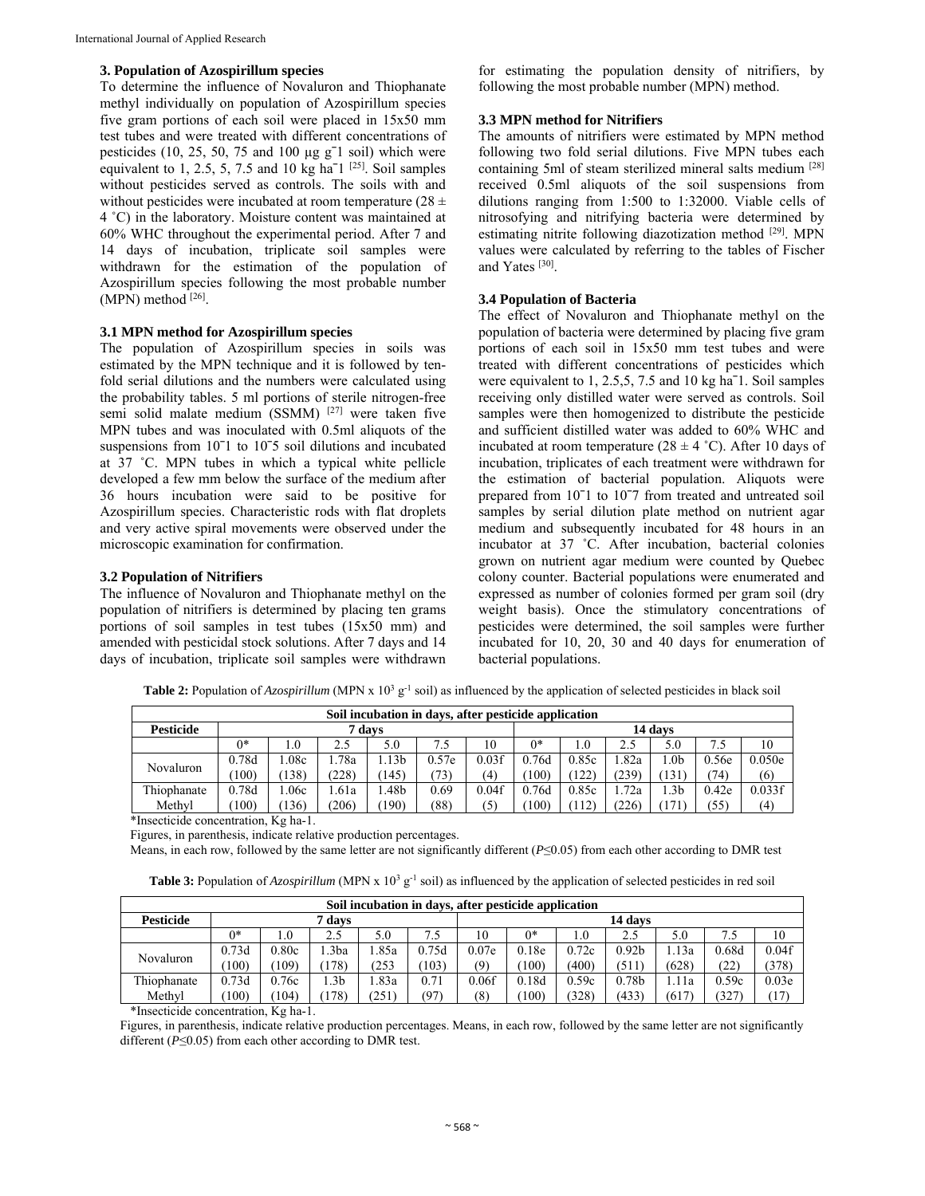### 3. Population of Azospirillum species

To determine the influence of Novaluron and Thiophanate methyl individually on population of Azospirillum species five gram portions of each soil were placed in 15x50 mm test tubes and were treated with different concentrations of pesticides (10, 25, 50, 75 and 100 µg $g^{-1}$ soil) which were equivalent to 1, 2.5, 5, 7.5 and 10 kg $ha^{-1}$ [25]. Soil samples without pesticides served as controls. The soils with and without pesticides were incubated at room temperature (28 ± 4 ˚C) in the laboratory. Moisture content was maintained at 60% WHC throughout the experimental period. After 7 and 14 days of incubation, triplicate soil samples were withdrawn for the estimation of the population of Azospirillum species following the most probable number (MPN) method [26].

### 3.1 MPN method for Azospirillum species

The population of Azospirillum species in soils was estimated by the MPN technique and it is followed by ten-fold serial dilutions and the numbers were calculated using the probability tables. 5 ml portions of sterile nitrogen-free semi solid malate medium (SSMM) [27] were taken five MPN tubes and was inoculated with 0.5ml aliquots of the suspensions from $10^{-1}$ to $10^{-5}$ soil dilutions and incubated at 37 ˚C. MPN tubes in which a typical white pellicle developed a few mm below the surface of the medium after 36 hours incubation were said to be positive for Azospirillum species. Characteristic rods with flat droplets and very active spiral movements were observed under the microscopic examination for confirmation.

### 3.2 Population of Nitrifiers

The influence of Novaluron and Thiophanate methyl on the population of nitrifiers is determined by placing ten grams portions of soil samples in test tubes (15x50 mm) and amended with pesticidal stock solutions. After 7 days and 14 days of incubation, triplicate soil samples were withdrawn for estimating the population density of nitrifiers, by following the most probable number (MPN) method.

### 3.3 MPN method for Nitrifiers

The amounts of nitrifiers were estimated by MPN method following two fold serial dilutions. Five MPN tubes each containing 5ml of steam sterilized mineral salts medium [28] received 0.5ml aliquots of the soil suspensions from dilutions ranging from 1:500 to 1:32000. Viable cells of nitrosofying and nitrifying bacteria were determined by estimating nitrite following diazotization method [29]. MPN values were calculated by referring to the tables of Fischer and Yates [30].

### 3.4 Population of Bacteria

The effect of Novaluron and Thiophanate methyl on the population of bacteria were determined by placing five gram portions of each soil in 15x50 mm test tubes and were treated with different concentrations of pesticides which were equivalent to 1, 2.5,5, 7.5 and 10 kg $ha^{-1}$. Soil samples receiving only distilled water were served as controls. Soil samples were then homogenized to distribute the pesticide and sufficient distilled water was added to 60% WHC and incubated at room temperature (28 ± 4 ˚C). After 10 days of incubation, triplicates of each treatment were withdrawn for the estimation of bacterial population. Aliquots were prepared from $10^{-1}$ to $10^{-7}$ from treated and untreated soil samples by serial dilution plate method on nutrient agar medium and subsequently incubated for 48 hours in an incubator at 37 ˚C. After incubation, bacterial colonies grown on nutrient agar medium were counted by Quebec colony counter. Bacterial populations were enumerated and expressed as number of colonies formed per gram soil (dry weight basis). Once the stimulatory concentrations of pesticides were determined, the soil samples were further incubated for 10, 20, 30 and 40 days for enumeration of bacterial populations.

**Table 2:** Population of *Azospirillum* (MPN x $10^3$ $g^{-1}$ soil) as influenced by the application of selected pesticides in black soil

| Soil incubation in days, after pesticide application | | | | | | | | | | | | |
|---|---|---|---|---|---|---|---|---|---|---|---|---|
| **Pesticide** | **7 days** | | | | | | **14 days** | | | | | |
| | 0* | 1.0 | 2.5 | 5.0 | 7.5 | 10 | 0* | 1.0 | 2.5 | 5.0 | 7.5 | 10 |
| Novaluron | 0.78d (100) | 1.08c (138) | 1.78a (228) | 1.13b (145) | 0.57e (73) | 0.03f (4) | 0.76d (100) | 0.85c (122) | 1.82a (239) | 1.0b (131) | 0.56e (74) | 0.050e (6) |
| Thiophanate Methyl | 0.78d (100) | 1.06c (136) | 1.61a (206) | 1.48b (190) | 0.69 (88) | 0.04f (5) | 0.76d (100) | 0.85c (112) | 1.72a (226) | 1.3b (171) | 0.42e (55) | 0.033f (4) |

*Insecticide concentration, Kg ha-1.

Figures, in parenthesis, indicate relative production percentages.

Means, in each row, followed by the same letter are not significantly different (*P*≤0.05) from each other according to DMR test

**Table 3:** Population of *Azospirillum* (MPN x $10^3$ $g^{-1}$ soil) as influenced by the application of selected pesticides in red soil

| Soil incubation in days, after pesticide application | | | | | | | | | | | | |
|---|---|---|---|---|---|---|---|---|---|---|---|---|
| **Pesticide** | **7 days** | | | | | | **14 days** | | | | | |
| | 0* | 1.0 | 2.5 | 5.0 | 7.5 | 10 | 0* | 1.0 | 2.5 | 5.0 | 7.5 | 10 |
| Novaluron | 0.73d (100) | 0.80c (109) | 1.3ba (178) | 1.85a (253 | 0.75d (103) | 0.07e (9) | 0.18e (100) | 0.72c (400) | 0.92b (511) | 1.13a (628) | 0.68d (22) | 0.04f (378) |
| Thiophanate Methyl | 0.73d (100) | 0.76c (104) | 1.3b (178) | 1.83a (251) | 0.71 (97) | 0.06f (8) | 0.18d (100) | 0.59c (328) | 0.78b (433) | 1.11a (617) | 0.59c (327) | 0.03e (17) |

*Insecticide concentration, Kg ha-1.

Figures, in parenthesis, indicate relative production percentages. Means, in each row, followed by the same letter are not significantly different (*P*≤0.05) from each other according to DMR test.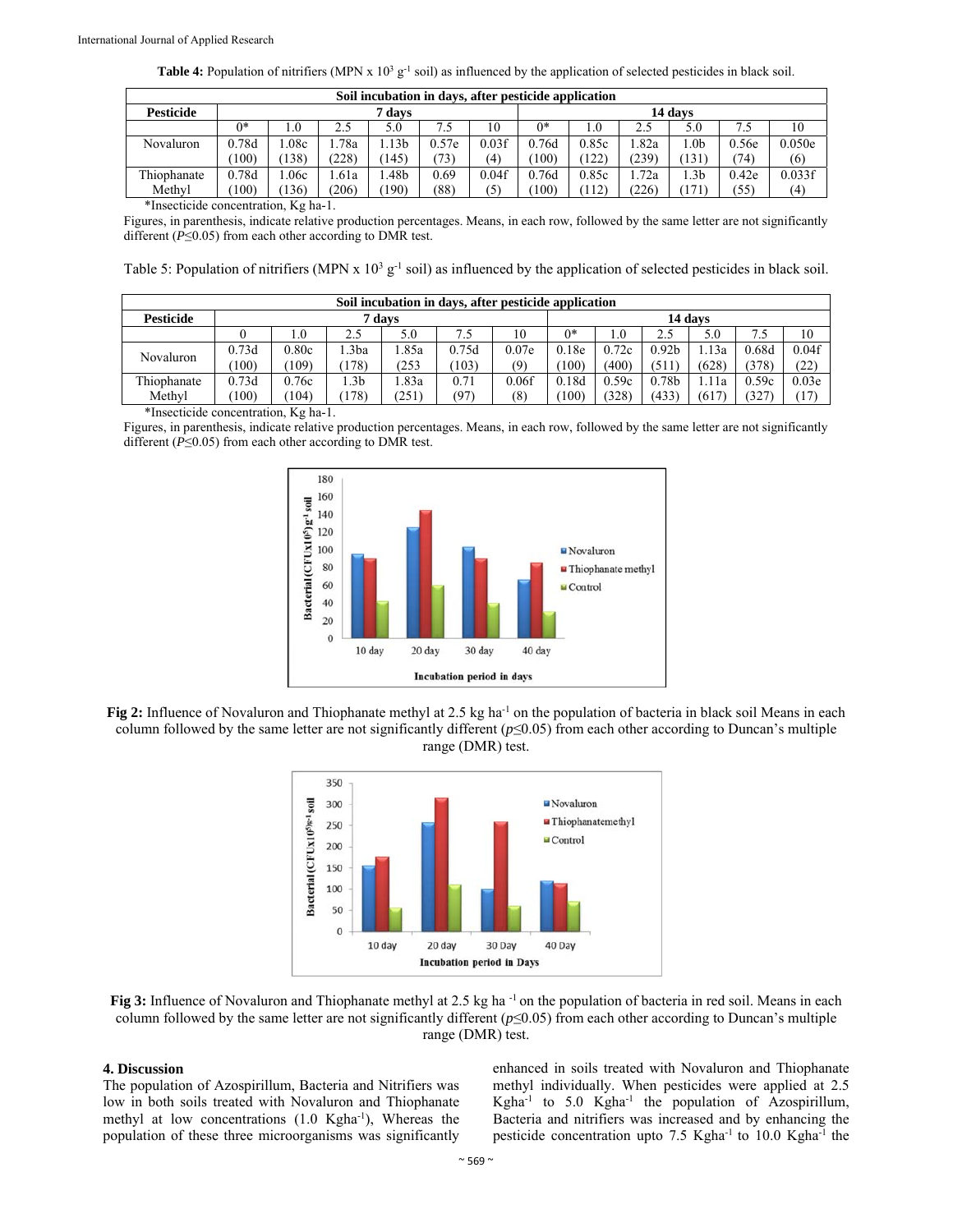**Table 4:** Population of nitrifiers (MPN x $10^3$ $g^{-1}$ soil) as influenced by the application of selected pesticides in black soil.

| Soil incubation in days, after pesticide application | | | | | | | | | | | | |
|---|---|---|---|---|---|---|---|---|---|---|---|---|
| **Pesticide** | **7 days** | | | | | | **14 days** | | | | | |
| | 0* | 1.0 | 2.5 | 5.0 | 7.5 | 10 | 0* | 1.0 | 2.5 | 5.0 | 7.5 | 10 |
| Novaluron | 0.78d (100) | 1.08c (138) | 1.78a (228) | 1.13b (145) | 0.57e (73) | 0.03f (4) | 0.76d (100) | 0.85c (122) | 1.82a (239) | 1.0b (131) | 0.56e (74) | 0.050e (6) |
| Thiophanate Methyl | 0.78d (100) | 1.06c (136) | 1.61a (206) | 1.48b (190) | 0.69 (88) | 0.04f (5) | 0.76d (100) | 0.85c (112) | 1.72a (226) | 1.3b (171) | 0.42e (55) | 0.033f (4) |

*Insecticide concentration, Kg ha-1.

Figures, in parenthesis, indicate relative production percentages. Means, in each row, followed by the same letter are not significantly different ($P \leq 0.05$) from each other according to DMR test.

Table 5: Population of nitrifiers (MPN x $10^3$ $g^{-1}$ soil) as influenced by the application of selected pesticides in black soil.

| Soil incubation in days, after pesticide application | | | | | | | | | | | | |
|---|---|---|---|---|---|---|---|---|---|---|---|---|
| **Pesticide** | **7 days** | | | | | | **14 days** | | | | | |
| | 0 | 1.0 | 2.5 | 5.0 | 7.5 | 10 | 0* | 1.0 | 2.5 | 5.0 | 7.5 | 10 |
| Novaluron | 0.73d (100) | 0.80c (109) | 1.3ba (178) | 1.85a (253 | 0.75d (103) | 0.07e (9) | 0.18e (100) | 0.72c (400) | 0.92b (511) | 1.13a (628) | 0.68d (378) | 0.04f (22) |
| Thiophanate Methyl | 0.73d (100) | 0.76c (104) | 1.3b (178) | 1.83a (251) | 0.71 (97) | 0.06f (8) | 0.18d (100) | 0.59c (328) | 0.78b (433) | 1.11a (617) | 0.59c (327) | 0.03e (17) |

*Insecticide concentration, Kg ha-1.

Figures, in parenthesis, indicate relative production percentages. Means, in each row, followed by the same letter are not significantly different ($P \leq 0.05$) from each other according to DMR test.

**Fig 2:** Influence of Novaluron and Thiophanate methyl at 2.5 kg $ha^{-1}$ on the population of bacteria in black soil Means in each column followed by the same letter are not significantly different ($p \leq 0.05$) from each other according to Duncan's multiple range (DMR) test.

**Fig 3:** Influence of Novaluron and Thiophanate methyl at 2.5 kg $ha^{-1}$ on the population of bacteria in red soil. Means in each column followed by the same letter are not significantly different ($p \leq 0.05$) from each other according to Duncan's multiple range (DMR) test.

## 4. Discussion

The population of Azospirillum, Bacteria and Nitrifiers was low in both soils treated with Novaluron and Thiophanate methyl at low concentrations (1.0 $Kgha^{-1}$), Whereas the population of these three microorganisms was significantly enhanced in soils treated with Novaluron and Thiophanate methyl individually. When pesticides were applied at 2.5 $Kgha^{-1}$ to 5.0 $Kgha^{-1}$ the population of Azospirillum, Bacteria and nitrifiers was increased and by enhancing the pesticide concentration upto 7.5 $Kgha^{-1}$ to 10.0 $Kgha^{-1}$ the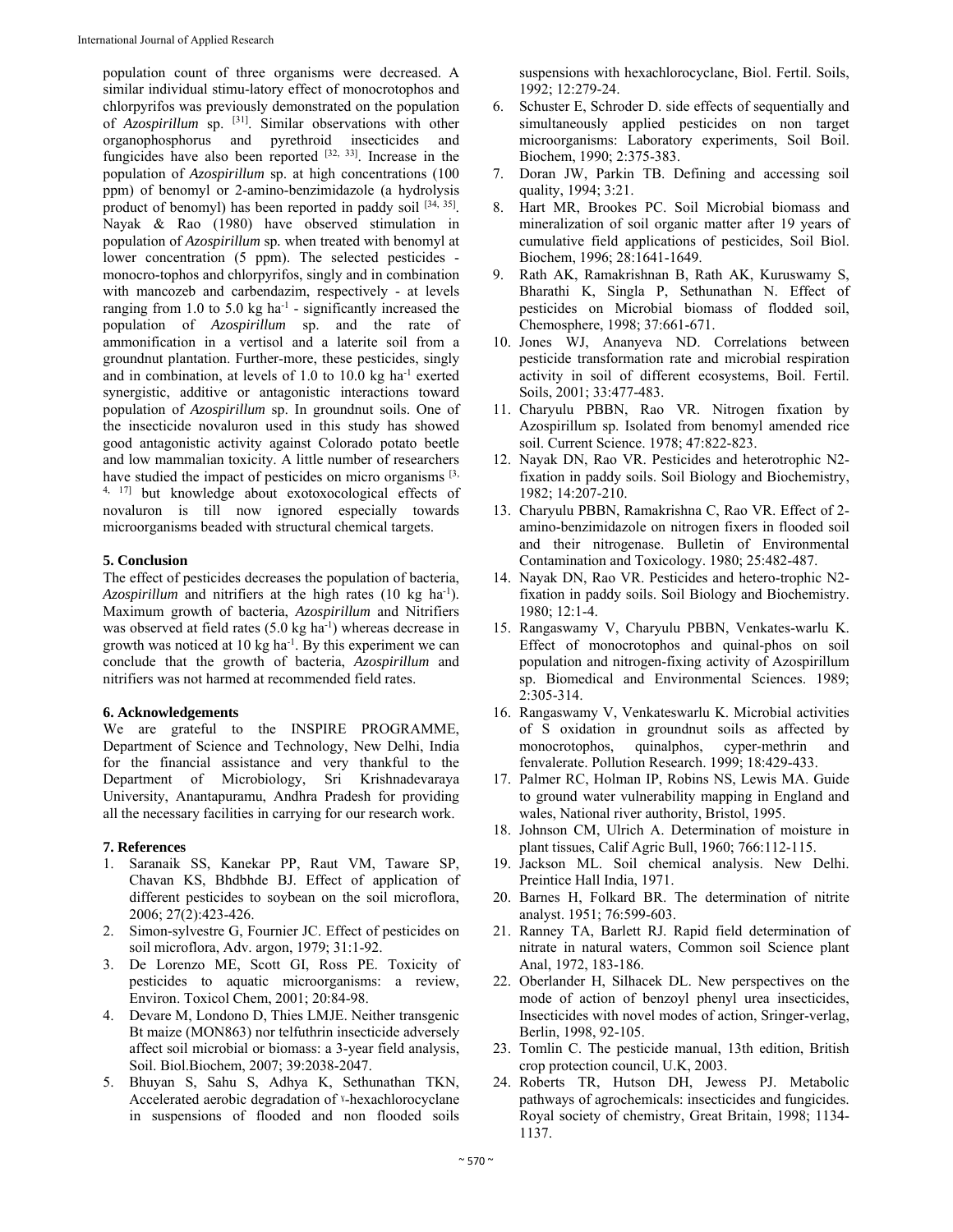population count of three organisms were decreased. A similar individual stimu-latory effect of monocrotophos and chlorpyrifos was previously demonstrated on the population of *Azospirillum* sp. [31]. Similar observations with other organophosphorus and pyrethroid insecticides and fungicides have also been reported [32, 33]. Increase in the population of *Azospirillum* sp. at high concentrations (100 ppm) of benomyl or 2-amino-benzimidazole (a hydrolysis product of benomyl) has been reported in paddy soil [34, 35]. Nayak & Rao (1980) have observed stimulation in population of *Azospirillum* sp*.* when treated with benomyl at lower concentration (5 ppm). The selected pesticides - monocro-tophos and chlorpyrifos, singly and in combination with mancozeb and carbendazim, respectively - at levels ranging from 1.0 to 5.0 kg $ha^{-1}$ - significantly increased the population of *Azospirillum* sp. and the rate of ammonification in a vertisol and a laterite soil from a groundnut plantation. Further-more, these pesticides, singly and in combination, at levels of 1.0 to 10.0 kg $ha^{-1}$ exerted synergistic, additive or antagonistic interactions toward population of *Azospirillum* sp. In groundnut soils. One of the insecticide novaluron used in this study has showed good antagonistic activity against Colorado potato beetle and low mammalian toxicity. A little number of researchers have studied the impact of pesticides on micro organisms [3, 4, 17] but knowledge about exotoxocological effects of novaluron is till now ignored especially towards microorganisms beaded with structural chemical targets.

## 5. Conclusion

The effect of pesticides decreases the population of bacteria, *Azospirillum* and nitrifiers at the high rates (10 kg $ha^{-1}$). Maximum growth of bacteria, *Azospirillum* and Nitrifiers was observed at field rates (5.0 kg $ha^{-1}$) whereas decrease in growth was noticed at 10 kg $ha^{-1}$. By this experiment we can conclude that the growth of bacteria, *Azospirillum* and nitrifiers was not harmed at recommended field rates.

## 6. Acknowledgements

We are grateful to the INSPIRE PROGRAMME, Department of Science and Technology, New Delhi, India for the financial assistance and very thankful to the Department of Microbiology, Sri Krishnadevaraya University, Anantapuramu, Andhra Pradesh for providing all the necessary facilities in carrying for our research work.

## 7. References

1. Saranaik SS, Kanekar PP, Raut VM, Taware SP, Chavan KS, Bhdbhde BJ. Effect of application of different pesticides to soybean on the soil microflora, 2006; 27(2):423-426.
2. Simon-sylvestre G, Fournier JC. Effect of pesticides on soil microflora, Adv. argon, 1979; 31:1-92.
3. De Lorenzo ME, Scott GI, Ross PE. Toxicity of pesticides to aquatic microorganisms: a review, Environ. Toxicol Chem, 2001; 20:84-98.
4. Devare M, Londono D, Thies LMJE. Neither transgenic Bt maize (MON863) nor telfuthrin insecticide adversely affect soil microbial or biomass: a 3-year field analysis, Soil. Biol.Biochem, 2007; 39:2038-2047.
5. Bhuyan S, Sahu S, Adhya K, Sethunathan TKN, Accelerated aerobic degradation of γ-hexachlorocyclane in suspensions of flooded and non flooded soils suspensions with hexachlorocyclane, Biol. Fertil. Soils, 1992; 12:279-24.
6. Schuster E, Schroder D. side effects of sequentially and simultaneously applied pesticides on non target microorganisms: Laboratory experiments, Soil Boil. Biochem, 1990; 2:375-383.
7. Doran JW, Parkin TB. Defining and accessing soil quality, 1994; 3:21.
8. Hart MR, Brookes PC. Soil Microbial biomass and mineralization of soil organic matter after 19 years of cumulative field applications of pesticides, Soil Biol. Biochem, 1996; 28:1641-1649.
9. Rath AK, Ramakrishnan B, Rath AK, Kuruswamy S, Bharathi K, Singla P, Sethunathan N. Effect of pesticides on Microbial biomass of flodded soil, Chemosphere, 1998; 37:661-671.
10. Jones WJ, Ananyeva ND. Correlations between pesticide transformation rate and microbial respiration activity in soil of different ecosystems, Boil. Fertil. Soils, 2001; 33:477-483.
11. Charyulu PBBN, Rao VR. Nitrogen fixation by Azospirillum sp. Isolated from benomyl amended rice soil. Current Science. 1978; 47:822-823.
12. Nayak DN, Rao VR. Pesticides and heterotrophic N2-fixation in paddy soils. Soil Biology and Biochemistry, 1982; 14:207-210.
13. Charyulu PBBN, Ramakrishna C, Rao VR. Effect of 2-amino-benzimidazole on nitrogen fixers in flooded soil and their nitrogenase. Bulletin of Environmental Contamination and Toxicology. 1980; 25:482-487.
14. Nayak DN, Rao VR. Pesticides and hetero-trophic N2-fixation in paddy soils. Soil Biology and Biochemistry. 1980; 12:1-4.
15. Rangaswamy V, Charyulu PBBN, Venkates-warlu K. Effect of monocrotophos and quinal-phos on soil population and nitrogen-fixing activity of Azospirillum sp. Biomedical and Environmental Sciences. 1989; 2:305-314.
16. Rangaswamy V, Venkateswarlu K. Microbial activities of S oxidation in groundnut soils as affected by monocrotophos, quinalphos, cyper-methrin and fenvalerate. Pollution Research. 1999; 18:429-433.
17. Palmer RC, Holman IP, Robins NS, Lewis MA. Guide to ground water vulnerability mapping in England and wales, National river authority, Bristol, 1995.
18. Johnson CM, Ulrich A. Determination of moisture in plant tissues, Calif Agric Bull, 1960; 766:112-115.
19. Jackson ML. Soil chemical analysis. New Delhi. Preintice Hall India, 1971.
20. Barnes H, Folkard BR. The determination of nitrite analyst. 1951; 76:599-603.
21. Ranney TA, Barlett RJ. Rapid field determination of nitrate in natural waters, Common soil Science plant Anal, 1972, 183-186.
22. Oberlander H, Silhacek DL. New perspectives on the mode of action of benzoyl phenyl urea insecticides, Insecticides with novel modes of action, Sringer-verlag, Berlin, 1998, 92-105.
23. Tomlin C. The pesticide manual, 13th edition, British crop protection council, U.K, 2003.
24. Roberts TR, Hutson DH, Jewess PJ. Metabolic pathways of agrochemicals: insecticides and fungicides. Royal society of chemistry, Great Britain, 1998; 1134-1137.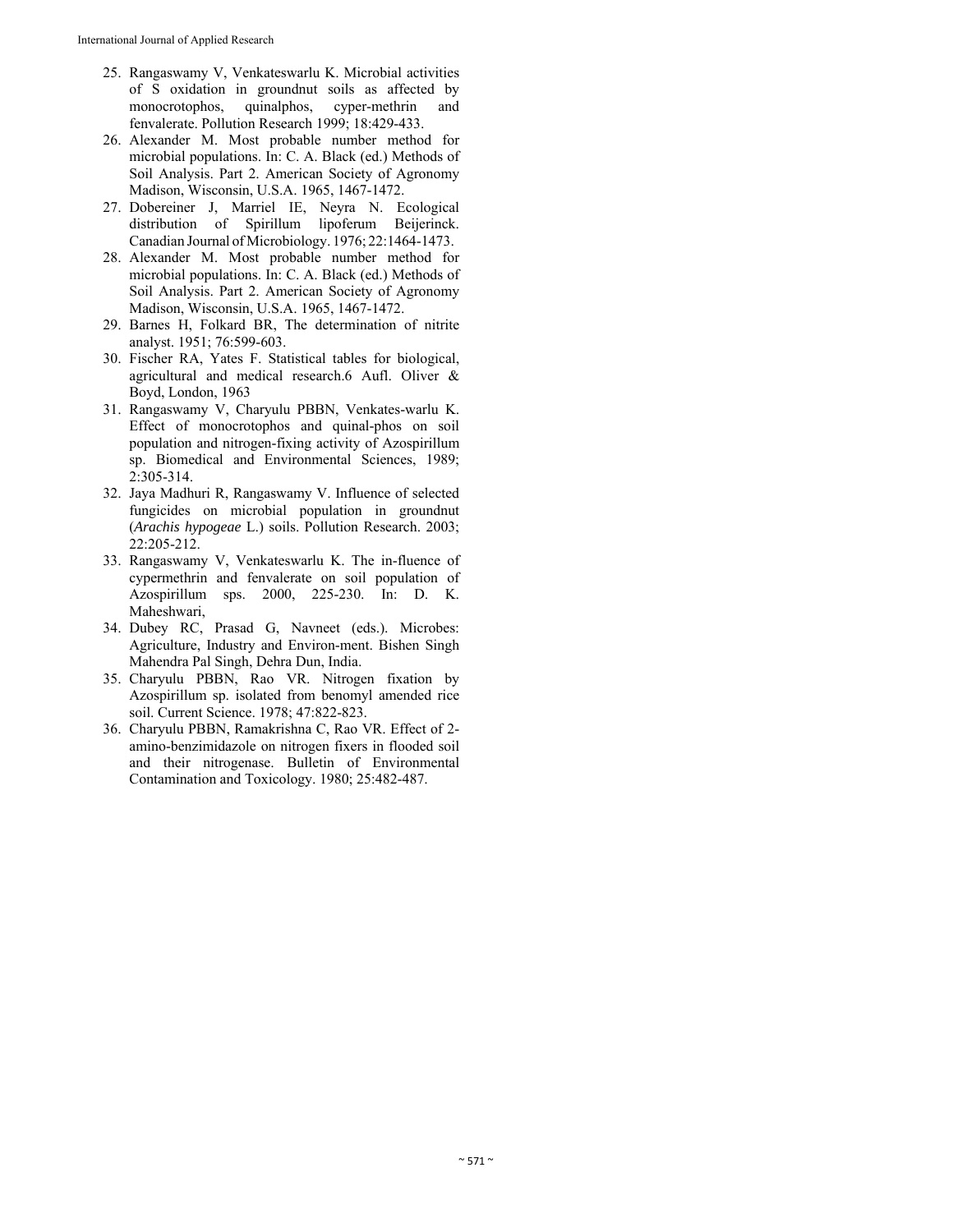25. Rangaswamy V, Venkateswarlu K. Microbial activities of S oxidation in groundnut soils as affected by monocrotophos, quinalphos, cyper-methrin and fenvalerate. Pollution Research 1999; 18:429-433.
26. Alexander M. Most probable number method for microbial populations. In: C. A. Black (ed.) Methods of Soil Analysis. Part 2. American Society of Agronomy Madison, Wisconsin, U.S.A. 1965, 1467-1472.
27. Dobereiner J, Marriel IE, Neyra N. Ecological distribution of Spirillum lipoferum Beijerinck. Canadian Journal of Microbiology. 1976; 22:1464-1473.
28. Alexander M. Most probable number method for microbial populations. In: C. A. Black (ed.) Methods of Soil Analysis. Part 2. American Society of Agronomy Madison, Wisconsin, U.S.A. 1965, 1467-1472.
29. Barnes H, Folkard BR, The determination of nitrite analyst. 1951; 76:599-603.
30. Fischer RA, Yates F. Statistical tables for biological, agricultural and medical research.6 Aufl. Oliver & Boyd, London, 1963
31. Rangaswamy V, Charyulu PBBN, Venkates-warlu K. Effect of monocrotophos and quinal-phos on soil population and nitrogen-fixing activity of Azospirillum sp. Biomedical and Environmental Sciences, 1989; 2:305-314.
32. Jaya Madhuri R, Rangaswamy V. Influence of selected fungicides on microbial population in groundnut (*Arachis hypogeae* L.) soils. Pollution Research. 2003; 22:205-212.
33. Rangaswamy V, Venkateswarlu K. The in-fluence of cypermethrin and fenvalerate on soil population of Azospirillum sps. 2000, 225-230. In: D. K. Maheshwari,
34. Dubey RC, Prasad G, Navneet (eds.). Microbes: Agriculture, Industry and Environ-ment. Bishen Singh Mahendra Pal Singh, Dehra Dun, India.
35. Charyulu PBBN, Rao VR. Nitrogen fixation by Azospirillum sp. isolated from benomyl amended rice soil. Current Science. 1978; 47:822-823.
36. Charyulu PBBN, Ramakrishna C, Rao VR. Effect of 2-amino-benzimidazole on nitrogen fixers in flooded soil and their nitrogenase. Bulletin of Environmental Contamination and Toxicology. 1980; 25:482-487.